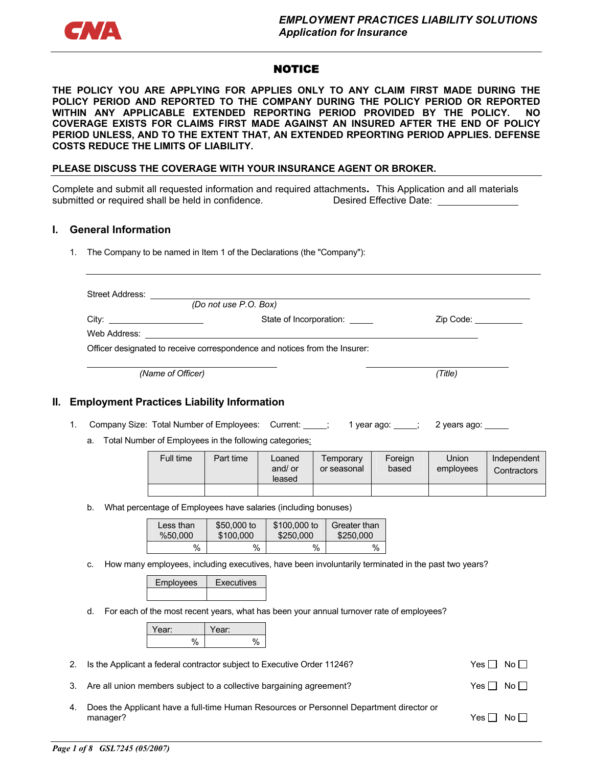CNA

*EMPLOYMENT PRACTICES LIABILITY SOLUTIONS*
*Application for Insurance*

# NOTICE

**THE POLICY YOU ARE APPLYING FOR APPLIES ONLY TO ANY CLAIM FIRST MADE DURING THE POLICY PERIOD AND REPORTED TO THE COMPANY DURING THE POLICY PERIOD OR REPORTED WITHIN ANY APPLICABLE EXTENDED REPORTING PERIOD PROVIDED BY THE POLICY. NO COVERAGE EXISTS FOR CLAIMS FIRST MADE AGAINST AN INSURED AFTER THE END OF POLICY PERIOD UNLESS, AND TO THE EXTENT THAT, AN EXTENDED RPEORTING PERIOD APPLIES. DEFENSE COSTS REDUCE THE LIMITS OF LIABILITY.**

**PLEASE DISCUSS THE COVERAGE WITH YOUR INSURANCE AGENT OR BROKER.**

Complete and submit all requested information and required attachments**.** This Application and all materials submitted or required shall be held in confidence. Desired Effective Date: _______________

## I. General Information

1. The Company to be named in Item 1 of the Declarations (the "Company"):

_______________________________________________

Street Address: _______________________________________________
*(Do not use P.O. Box)*

City: ____________________ State of Incorporation: _____ Zip Code: __________

Web Address: _______________________________________________

Officer designated to receive correspondence and notices from the Insurer:

_______________________ *(Name of Officer)* _______________________ *(Title)*

## II. Employment Practices Liability Information

1. Company Size: Total Number of Employees: Current: _____; 1 year ago: _____; 2 years ago: _____

   a. Total Number of Employees in the following categories:

| Full time | Part time | Loaned and/ or leased | Temporary or seasonal | Foreign based | Union employees | Independent Contractors |
|---|---|---|---|---|---|---|
| | | | | | | |

   b. What percentage of Employees have salaries (including bonuses)

| Less than %50,000 | $50,000 to $100,000 | $100,000 to $250,000 | Greater than $250,000 |
|---|---|---|---|
| % | % | % | % |

   c. How many employees, including executives, have been involuntarily terminated in the past two years?

| Employees | Executives |
|---|---|
| | |

   d. For each of the most recent years, what has been your annual turnover rate of employees?

| Year: | Year: |
|---|---|
| % | % |

2. Is the Applicant a federal contractor subject to Executive Order 11246? Yes ☐ No ☐

3. Are all union members subject to a collective bargaining agreement? Yes ☐ No ☐

4. Does the Applicant have a full-time Human Resources or Personnel Department director or manager? Yes ☐ No ☐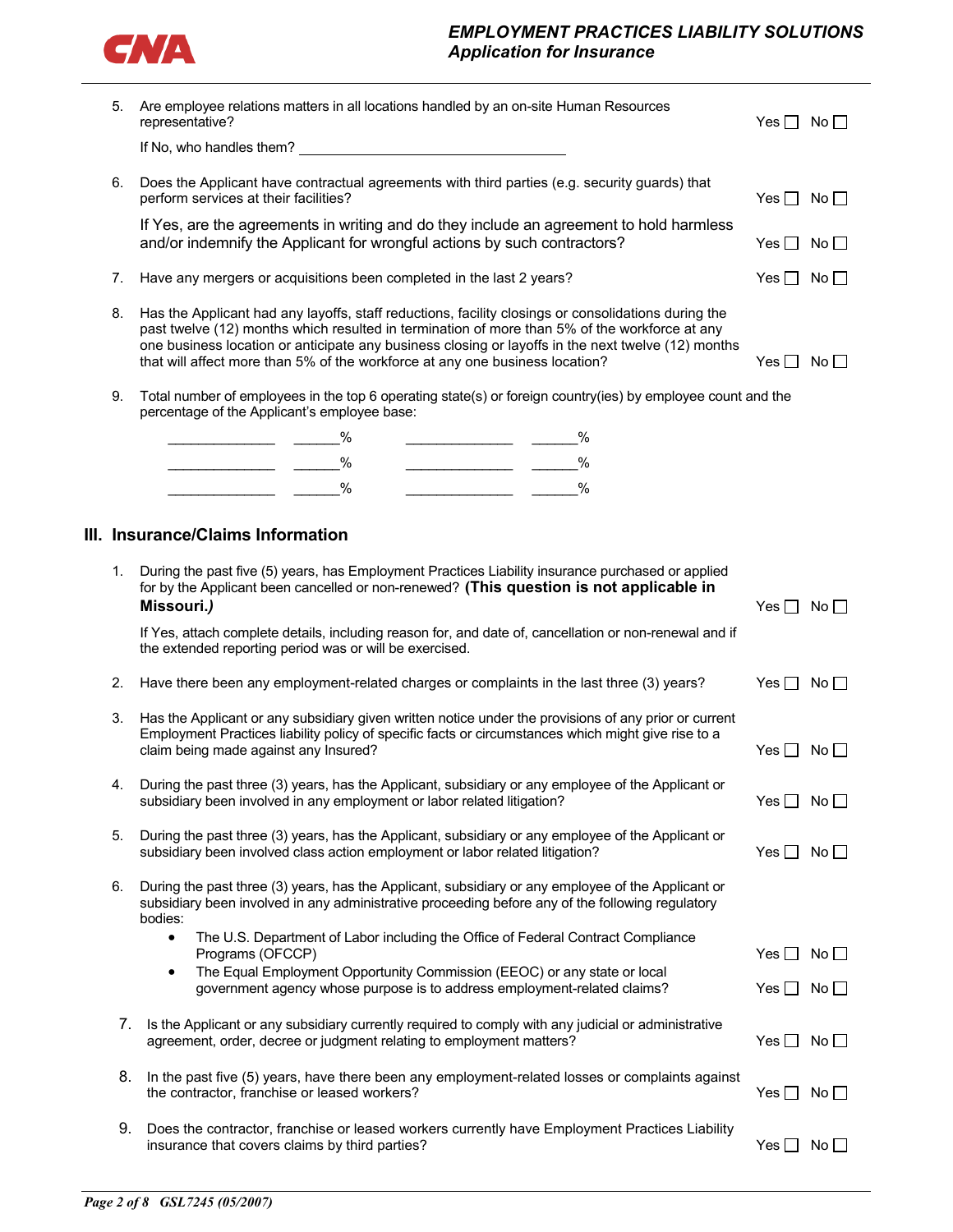5. Are employee relations matters in all locations handled by an on-site Human Resources representative? Yes ☐ No ☐

   If No, who handles them? ________________________________

6. Does the Applicant have contractual agreements with third parties (e.g. security guards) that perform services at their facilities? Yes ☐ No ☐

   If Yes, are the agreements in writing and do they include an agreement to hold harmless and/or indemnify the Applicant for wrongful actions by such contractors? Yes ☐ No ☐

7. Have any mergers or acquisitions been completed in the last 2 years? Yes ☐ No ☐

8. Has the Applicant had any layoffs, staff reductions, facility closings or consolidations during the past twelve (12) months which resulted in termination of more than 5% of the workforce at any one business location or anticipate any business closing or layoffs in the next twelve (12) months that will affect more than 5% of the workforce at any one business location? Yes ☐ No ☐

9. Total number of employees in the top 6 operating state(s) or foreign country(ies) by employee count and the percentage of the Applicant's employee base:

   ______________ ______% ______________ ______%

   ______________ ______% ______________ ______%

   ______________ ______% ______________ ______%

## III. Insurance/Claims Information

1. During the past five (5) years, has Employment Practices Liability insurance purchased or applied for by the Applicant been cancelled or non-renewed? **(This question is not applicable in Missouri.*)*** Yes ☐ No ☐

   If Yes, attach complete details, including reason for, and date of, cancellation or non-renewal and if the extended reporting period was or will be exercised.

2. Have there been any employment-related charges or complaints in the last three (3) years? Yes ☐ No ☐

3. Has the Applicant or any subsidiary given written notice under the provisions of any prior or current Employment Practices liability policy of specific facts or circumstances which might give rise to a claim being made against any Insured? Yes ☐ No ☐

4. During the past three (3) years, has the Applicant, subsidiary or any employee of the Applicant or subsidiary been involved in any employment or labor related litigation? Yes ☐ No ☐

5. During the past three (3) years, has the Applicant, subsidiary or any employee of the Applicant or subsidiary been involved class action employment or labor related litigation? Yes ☐ No ☐

6. During the past three (3) years, has the Applicant, subsidiary or any employee of the Applicant or subsidiary been involved in any administrative proceeding before any of the following regulatory bodies:
   - The U.S. Department of Labor including the Office of Federal Contract Compliance Programs (OFCCP) Yes ☐ No ☐
   - The Equal Employment Opportunity Commission (EEOC) or any state or local government agency whose purpose is to address employment-related claims? Yes ☐ No ☐

7. Is the Applicant or any subsidiary currently required to comply with any judicial or administrative agreement, order, decree or judgment relating to employment matters? Yes ☐ No ☐

8. In the past five (5) years, have there been any employment-related losses or complaints against the contractor, franchise or leased workers? Yes ☐ No ☐

9. Does the contractor, franchise or leased workers currently have Employment Practices Liability insurance that covers claims by third parties? Yes ☐ No ☐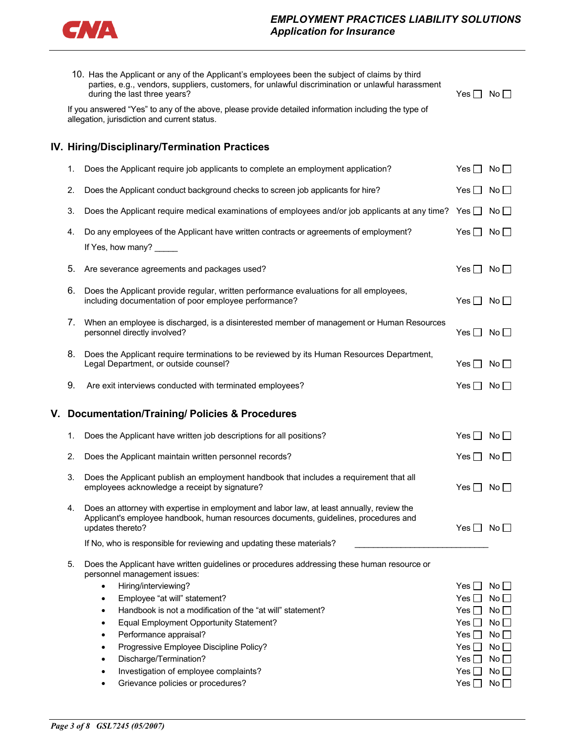10. Has the Applicant or any of the Applicant's employees been the subject of claims by third parties, e.g., vendors, suppliers, customers, for unlawful discrimination or unlawful harassment during the last three years? Yes ☐ No ☐

If you answered "Yes" to any of the above, please provide detailed information including the type of allegation, jurisdiction and current status.

## IV. Hiring/Disciplinary/Termination Practices

1. Does the Applicant require job applicants to complete an employment application? Yes ☐ No ☐
2. Does the Applicant conduct background checks to screen job applicants for hire? Yes ☐ No ☐
3. Does the Applicant require medical examinations of employees and/or job applicants at any time? Yes ☐ No ☐
4. Do any employees of the Applicant have written contracts or agreements of employment? Yes ☐ No ☐

   If Yes, how many? _____

5. Are severance agreements and packages used? Yes ☐ No ☐
6. Does the Applicant provide regular, written performance evaluations for all employees, including documentation of poor employee performance? Yes ☐ No ☐
7. When an employee is discharged, is a disinterested member of management or Human Resources personnel directly involved? Yes ☐ No ☐
8. Does the Applicant require terminations to be reviewed by its Human Resources Department, Legal Department, or outside counsel? Yes ☐ No ☐
9. Are exit interviews conducted with terminated employees? Yes ☐ No ☐

## V. Documentation/Training/ Policies & Procedures

1. Does the Applicant have written job descriptions for all positions? Yes ☐ No ☐
2. Does the Applicant maintain written personnel records? Yes ☐ No ☐
3. Does the Applicant publish an employment handbook that includes a requirement that all employees acknowledge a receipt by signature? Yes ☐ No ☐
4. Does an attorney with expertise in employment and labor law, at least annually, review the Applicant's employee handbook, human resources documents, guidelines, procedures and updates thereto? Yes ☐ No ☐

   If No, who is responsible for reviewing and updating these materials? ______________________________

5. Does the Applicant have written guidelines or procedures addressing these human resource or personnel management issues:
   - Hiring/interviewing? Yes ☐ No ☐
   - Employee "at will" statement? Yes ☐ No ☐
   - Handbook is not a modification of the "at will" statement? Yes ☐ No ☐
   - Equal Employment Opportunity Statement? Yes ☐ No ☐
   - Performance appraisal? Yes ☐ No ☐
   - Progressive Employee Discipline Policy? Yes ☐ No ☐
   - Discharge/Termination? Yes ☐ No ☐
   - Investigation of employee complaints? Yes ☐ No ☐
   - Grievance policies or procedures? Yes ☐ No ☐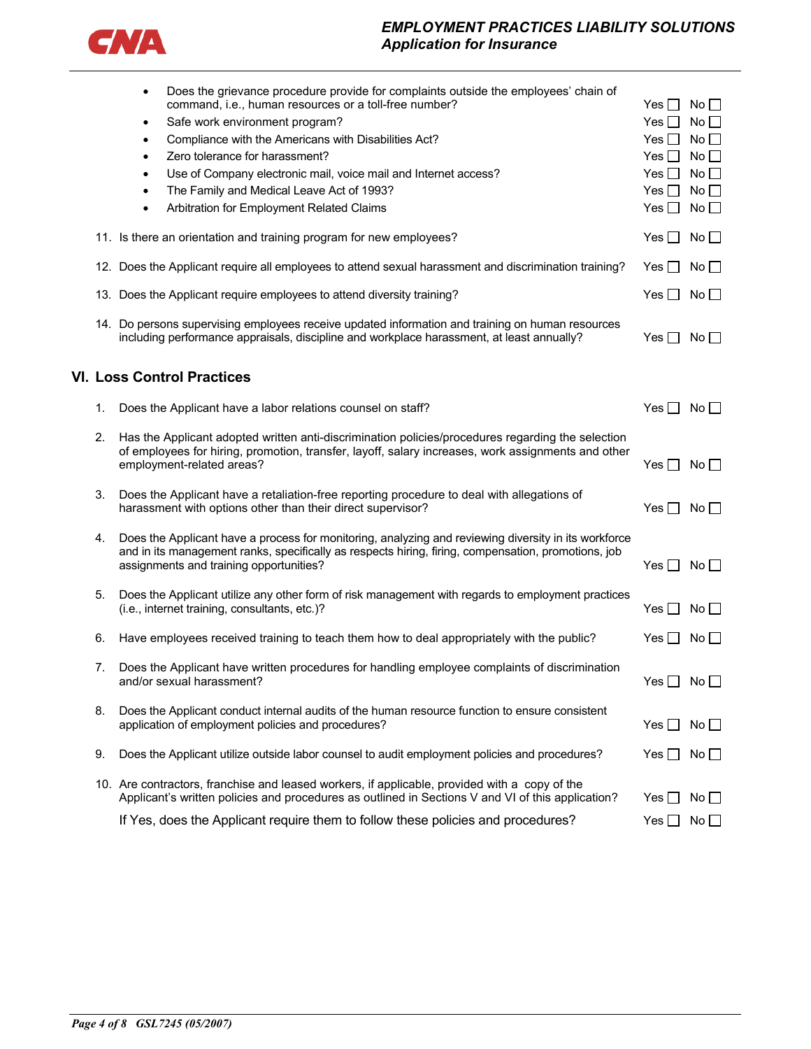- Does the grievance procedure provide for complaints outside the employees' chain of command, i.e., human resources or a toll-free number? Yes ☐ No ☐
- Safe work environment program? Yes ☐ No ☐
- Compliance with the Americans with Disabilities Act? Yes ☐ No ☐
- Zero tolerance for harassment? Yes ☐ No ☐
- Use of Company electronic mail, voice mail and Internet access? Yes ☐ No ☐
- The Family and Medical Leave Act of 1993? Yes ☐ No ☐
- Arbitration for Employment Related Claims Yes ☐ No ☐

11. Is there an orientation and training program for new employees? Yes ☐ No ☐

12. Does the Applicant require all employees to attend sexual harassment and discrimination training? Yes ☐ No ☐

13. Does the Applicant require employees to attend diversity training? Yes ☐ No ☐

14. Do persons supervising employees receive updated information and training on human resources including performance appraisals, discipline and workplace harassment, at least annually? Yes ☐ No ☐

## VI. Loss Control Practices

1. Does the Applicant have a labor relations counsel on staff? Yes ☐ No ☐

2. Has the Applicant adopted written anti-discrimination policies/procedures regarding the selection of employees for hiring, promotion, transfer, layoff, salary increases, work assignments and other employment-related areas? Yes ☐ No ☐

3. Does the Applicant have a retaliation-free reporting procedure to deal with allegations of harassment with options other than their direct supervisor? Yes ☐ No ☐

4. Does the Applicant have a process for monitoring, analyzing and reviewing diversity in its workforce and in its management ranks, specifically as respects hiring, firing, compensation, promotions, job assignments and training opportunities? Yes ☐ No ☐

5. Does the Applicant utilize any other form of risk management with regards to employment practices (i.e., internet training, consultants, etc.)? Yes ☐ No ☐

6. Have employees received training to teach them how to deal appropriately with the public? Yes ☐ No ☐

7. Does the Applicant have written procedures for handling employee complaints of discrimination and/or sexual harassment? Yes ☐ No ☐

8. Does the Applicant conduct internal audits of the human resource function to ensure consistent application of employment policies and procedures? Yes ☐ No ☐

9. Does the Applicant utilize outside labor counsel to audit employment policies and procedures? Yes ☐ No ☐

10. Are contractors, franchise and leased workers, if applicable, provided with a copy of the Applicant's written policies and procedures as outlined in Sections V and VI of this application? Yes ☐ No ☐

    If Yes, does the Applicant require them to follow these policies and procedures? Yes ☐ No ☐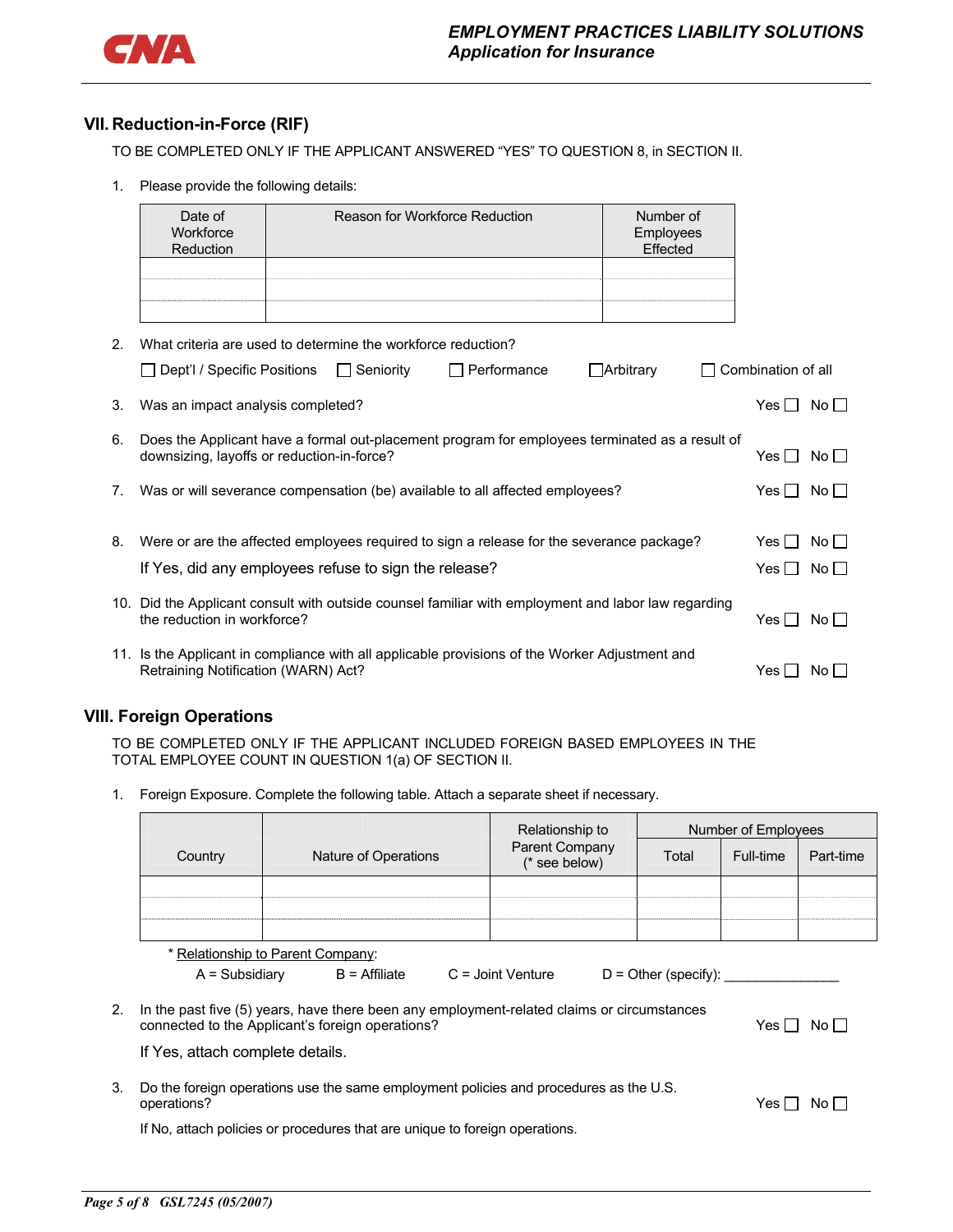## VII. Reduction-in-Force (RIF)

TO BE COMPLETED ONLY IF THE APPLICANT ANSWERED “YES” TO QUESTION 8, in SECTION II.

1. Please provide the following details:

| Date of Workforce Reduction | Reason for Workforce Reduction | Number of Employees Effected |
|---|---|---|
| | | |
| | | |
| | | |

2. What criteria are used to determine the workforce reduction?

   ☐ Dept'l / Specific Positions ☐ Seniority ☐ Performance ☐ Arbitrary ☐ Combination of all

3. Was an impact analysis completed? Yes ☐ No ☐

6. Does the Applicant have a formal out-placement program for employees terminated as a result of downsizing, layoffs or reduction-in-force? Yes ☐ No ☐

7. Was or will severance compensation (be) available to all affected employees? Yes ☐ No ☐

8. Were or are the affected employees required to sign a release for the severance package? Yes ☐ No ☐

   If Yes, did any employees refuse to sign the release? Yes ☐ No ☐

10. Did the Applicant consult with outside counsel familiar with employment and labor law regarding the reduction in workforce? Yes ☐ No ☐

11. Is the Applicant in compliance with all applicable provisions of the Worker Adjustment and Retraining Notification (WARN) Act? Yes ☐ No ☐

## VIII. Foreign Operations

TO BE COMPLETED ONLY IF THE APPLICANT INCLUDED FOREIGN BASED EMPLOYEES IN THE TOTAL EMPLOYEE COUNT IN QUESTION 1(a) OF SECTION II.

1. Foreign Exposure. Complete the following table. Attach a separate sheet if necessary.

| Country | Nature of Operations | Relationship to Parent Company (* see below) | Number of Employees | | |
|---|---|---|---|---|---|
| | | | Total | Full-time | Part-time |
| | | | | | |
| | | | | | |
| | | | | | |

\* Relationship to Parent Company:

A = Subsidiary B = Affiliate C = Joint Venture D = Other (specify): _______________

2. In the past five (5) years, have there been any employment-related claims or circumstances connected to the Applicant's foreign operations? Yes ☐ No ☐

   If Yes, attach complete details.

3. Do the foreign operations use the same employment policies and procedures as the U.S. operations? Yes ☐ No ☐

   If No, attach policies or procedures that are unique to foreign operations.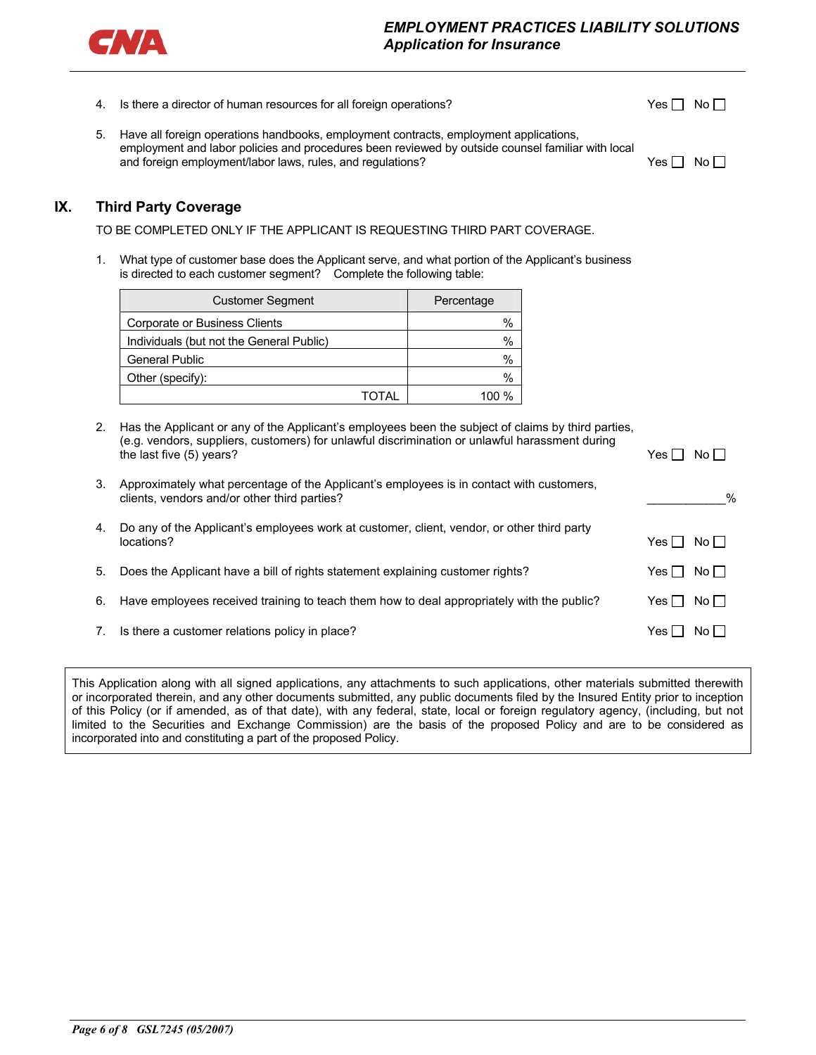4. Is there a director of human resources for all foreign operations? Yes ☐ No ☐

5. Have all foreign operations handbooks, employment contracts, employment applications, employment and labor policies and procedures been reviewed by outside counsel familiar with local and foreign employment/labor laws, rules, and regulations? Yes ☐ No ☐

## IX. Third Party Coverage

TO BE COMPLETED ONLY IF THE APPLICANT IS REQUESTING THIRD PART COVERAGE.

1. What type of customer base does the Applicant serve, and what portion of the Applicant's business is directed to each customer segment? Complete the following table:

| Customer Segment | Percentage |
|---|---|
| Corporate or Business Clients | % |
| Individuals (but not the General Public) | % |
| General Public | % |
| Other (specify): | % |
| TOTAL | 100 % |

2. Has the Applicant or any of the Applicant's employees been the subject of claims by third parties, (e.g. vendors, suppliers, customers) for unlawful discrimination or unlawful harassment during the last five (5) years? Yes ☐ No ☐

3. Approximately what percentage of the Applicant's employees is in contact with customers, clients, vendors and/or other third parties? ___________%

4. Do any of the Applicant's employees work at customer, client, vendor, or other third party locations? Yes ☐ No ☐

5. Does the Applicant have a bill of rights statement explaining customer rights? Yes ☐ No ☐

6. Have employees received training to teach them how to deal appropriately with the public? Yes ☐ No ☐

7. Is there a customer relations policy in place? Yes ☐ No ☐

This Application along with all signed applications, any attachments to such applications, other materials submitted therewith or incorporated therein, and any other documents submitted, any public documents filed by the Insured Entity prior to inception of this Policy (or if amended, as of that date), with any federal, state, local or foreign regulatory agency, (including, but not limited to the Securities and Exchange Commission) are the basis of the proposed Policy and are to be considered as incorporated into and constituting a part of the proposed Policy.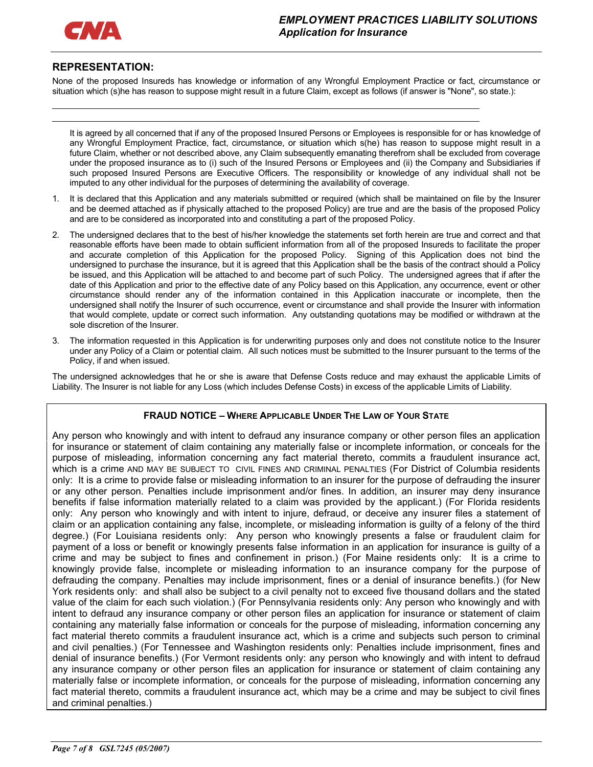## REPRESENTATION:

None of the proposed Insureds has knowledge or information of any Wrongful Employment Practice or fact, circumstance or situation which (s)he has reason to suppose might result in a future Claim, except as follows (if answer is "None", so state.):

\_\_\_\_\_\_\_\_\_\_\_\_\_\_\_\_\_\_\_\_\_\_\_\_\_\_\_\_\_\_\_\_\_\_\_\_\_\_\_\_\_\_\_\_\_\_\_\_\_\_\_\_\_\_\_\_\_\_\_\_\_\_\_\_\_\_\_\_\_\_\_\_

\_\_\_\_\_\_\_\_\_\_\_\_\_\_\_\_\_\_\_\_\_\_\_\_\_\_\_\_\_\_\_\_\_\_\_\_\_\_\_\_\_\_\_\_\_\_\_\_\_\_\_\_\_\_\_\_\_\_\_\_\_\_\_\_\_\_\_\_\_\_\_\_

It is agreed by all concerned that if any of the proposed Insured Persons or Employees is responsible for or has knowledge of any Wrongful Employment Practice, fact, circumstance, or situation which s(he) has reason to suppose might result in a future Claim, whether or not described above, any Claim subsequently emanating therefrom shall be excluded from coverage under the proposed insurance as to (i) such of the Insured Persons or Employees and (ii) the Company and Subsidiaries if such proposed Insured Persons are Executive Officers. The responsibility or knowledge of any individual shall not be imputed to any other individual for the purposes of determining the availability of coverage.

1. It is declared that this Application and any materials submitted or required (which shall be maintained on file by the Insurer and be deemed attached as if physically attached to the proposed Policy) are true and are the basis of the proposed Policy and are to be considered as incorporated into and constituting a part of the proposed Policy.

2. The undersigned declares that to the best of his/her knowledge the statements set forth herein are true and correct and that reasonable efforts have been made to obtain sufficient information from all of the proposed Insureds to facilitate the proper and accurate completion of this Application for the proposed Policy. Signing of this Application does not bind the undersigned to purchase the insurance, but it is agreed that this Application shall be the basis of the contract should a Policy be issued, and this Application will be attached to and become part of such Policy. The undersigned agrees that if after the date of this Application and prior to the effective date of any Policy based on this Application, any occurrence, event or other circumstance should render any of the information contained in this Application inaccurate or incomplete, then the undersigned shall notify the Insurer of such occurrence, event or circumstance and shall provide the Insurer with information that would complete, update or correct such information. Any outstanding quotations may be modified or withdrawn at the sole discretion of the Insurer.

3. The information requested in this Application is for underwriting purposes only and does not constitute notice to the Insurer under any Policy of a Claim or potential claim. All such notices must be submitted to the Insurer pursuant to the terms of the Policy, if and when issued.

The undersigned acknowledges that he or she is aware that Defense Costs reduce and may exhaust the applicable Limits of Liability. The Insurer is not liable for any Loss (which includes Defense Costs) in excess of the applicable Limits of Liability.

### FRAUD NOTICE – WHERE APPLICABLE UNDER THE LAW OF YOUR STATE

Any person who knowingly and with intent to defraud any insurance company or other person files an application for insurance or statement of claim containing any materially false or incomplete information, or conceals for the purpose of misleading, information concerning any fact material thereto, commits a fraudulent insurance act, which is a crime AND MAY BE SUBJECT TO CIVIL FINES AND CRIMINAL PENALTIES (For District of Columbia residents only: It is a crime to provide false or misleading information to an insurer for the purpose of defrauding the insurer or any other person. Penalties include imprisonment and/or fines. In addition, an insurer may deny insurance benefits if false information materially related to a claim was provided by the applicant.) (For Florida residents only: Any person who knowingly and with intent to injure, defraud, or deceive any insurer files a statement of claim or an application containing any false, incomplete, or misleading information is guilty of a felony of the third degree.) (For Louisiana residents only: Any person who knowingly presents a false or fraudulent claim for payment of a loss or benefit or knowingly presents false information in an application for insurance is guilty of a crime and may be subject to fines and confinement in prison.) (For Maine residents only: It is a crime to knowingly provide false, incomplete or misleading information to an insurance company for the purpose of defrauding the company. Penalties may include imprisonment, fines or a denial of insurance benefits.) (for New York residents only: and shall also be subject to a civil penalty not to exceed five thousand dollars and the stated value of the claim for each such violation.) (For Pennsylvania residents only: Any person who knowingly and with intent to defraud any insurance company or other person files an application for insurance or statement of claim containing any materially false information or conceals for the purpose of misleading, information concerning any fact material thereto commits a fraudulent insurance act, which is a crime and subjects such person to criminal and civil penalties.) (For Tennessee and Washington residents only: Penalties include imprisonment, fines and denial of insurance benefits.) (For Vermont residents only: any person who knowingly and with intent to defraud any insurance company or other person files an application for insurance or statement of claim containing any materially false or incomplete information, or conceals for the purpose of misleading, information concerning any fact material thereto, commits a fraudulent insurance act, which may be a crime and may be subject to civil fines and criminal penalties.)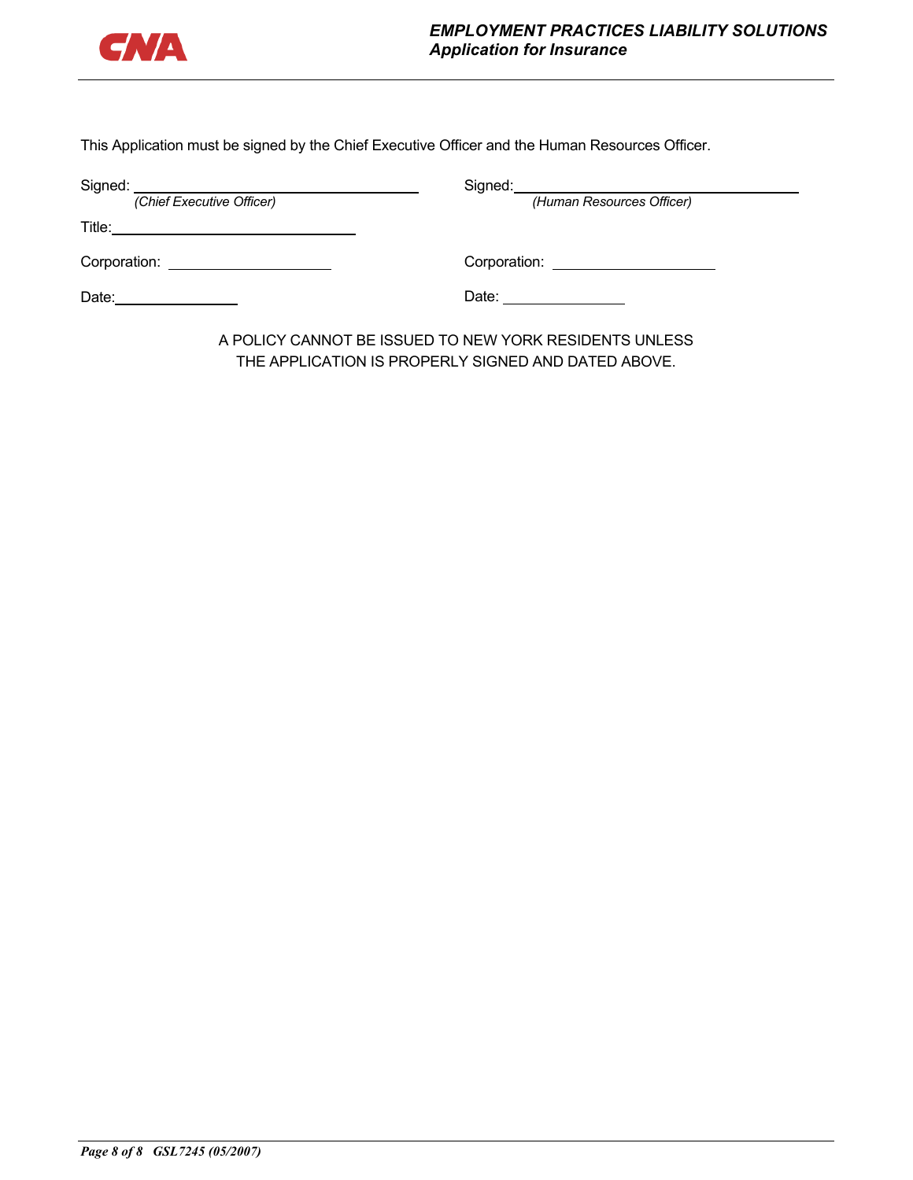This Application must be signed by the Chief Executive Officer and the Human Resources Officer.

Signed: ______________________________
*(Chief Executive Officer)*

Title: ______________________________

Corporation: ____________________

Date: ______________

Signed: ______________________________
*(Human Resources Officer)*

Corporation: ____________________

Date: ______________

A POLICY CANNOT BE ISSUED TO NEW YORK RESIDENTS UNLESS THE APPLICATION IS PROPERLY SIGNED AND DATED ABOVE.